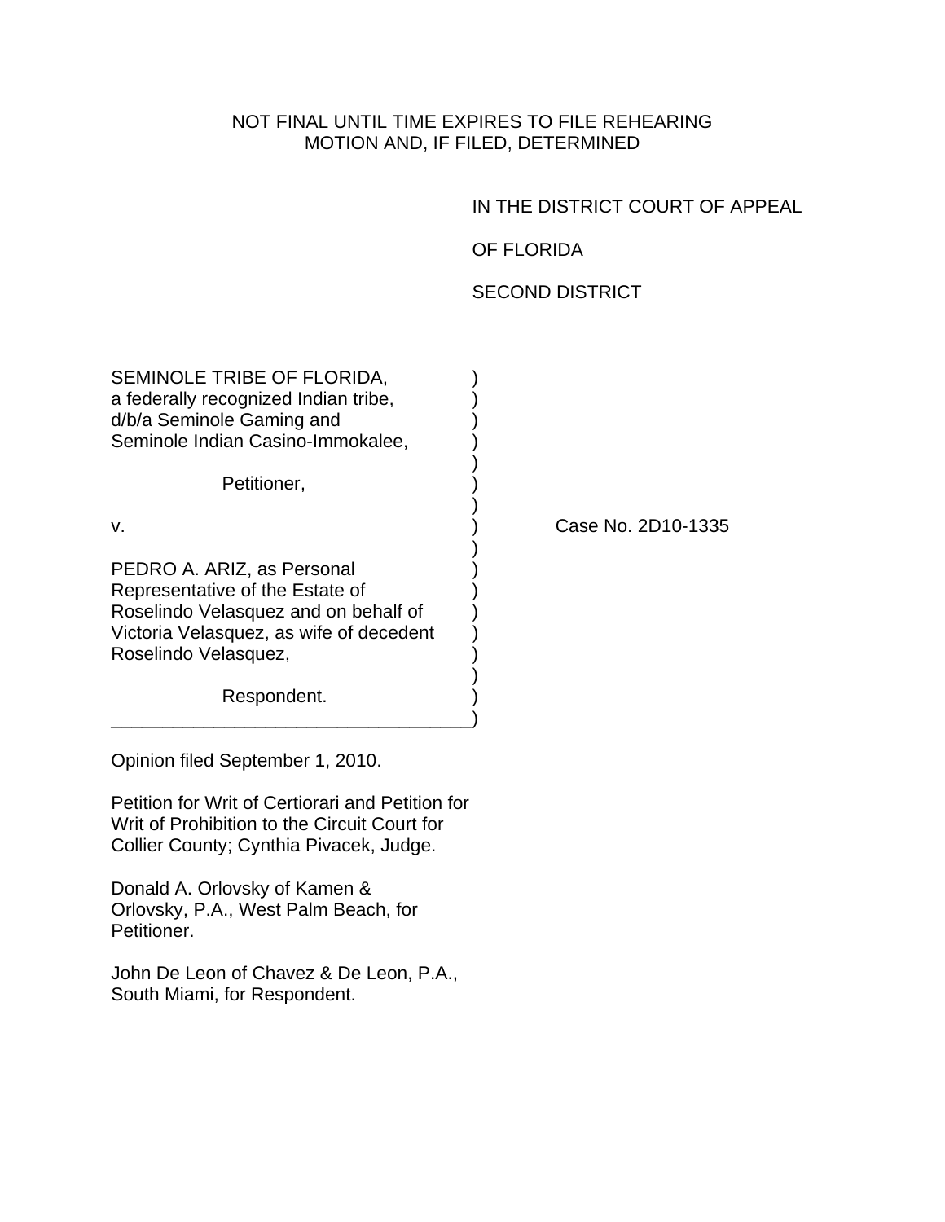NOT FINAL UNTIL TIME EXPIRES TO FILE REHEARING
MOTION AND, IF FILED, DETERMINED

IN THE DISTRICT COURT OF APPEAL

OF FLORIDA

SECOND DISTRICT

SEMINOLE TRIBE OF FLORIDA,
a federally recognized Indian tribe,
d/b/a Seminole Gaming and
Seminole Indian Casino-Immokalee,

Petitioner,

v.

PEDRO A. ARIZ, as Personal
Representative of the Estate of
Roselindo Velasquez and on behalf of
Victoria Velasquez, as wife of decedent
Roselindo Velasquez,

Respondent.

Case No. 2D10-1335

Opinion filed September 1, 2010.

Petition for Writ of Certiorari and Petition for Writ of Prohibition to the Circuit Court for Collier County; Cynthia Pivacek, Judge.

Donald A. Orlovsky of Kamen & Orlovsky, P.A., West Palm Beach, for Petitioner.

John De Leon of Chavez & De Leon, P.A., South Miami, for Respondent.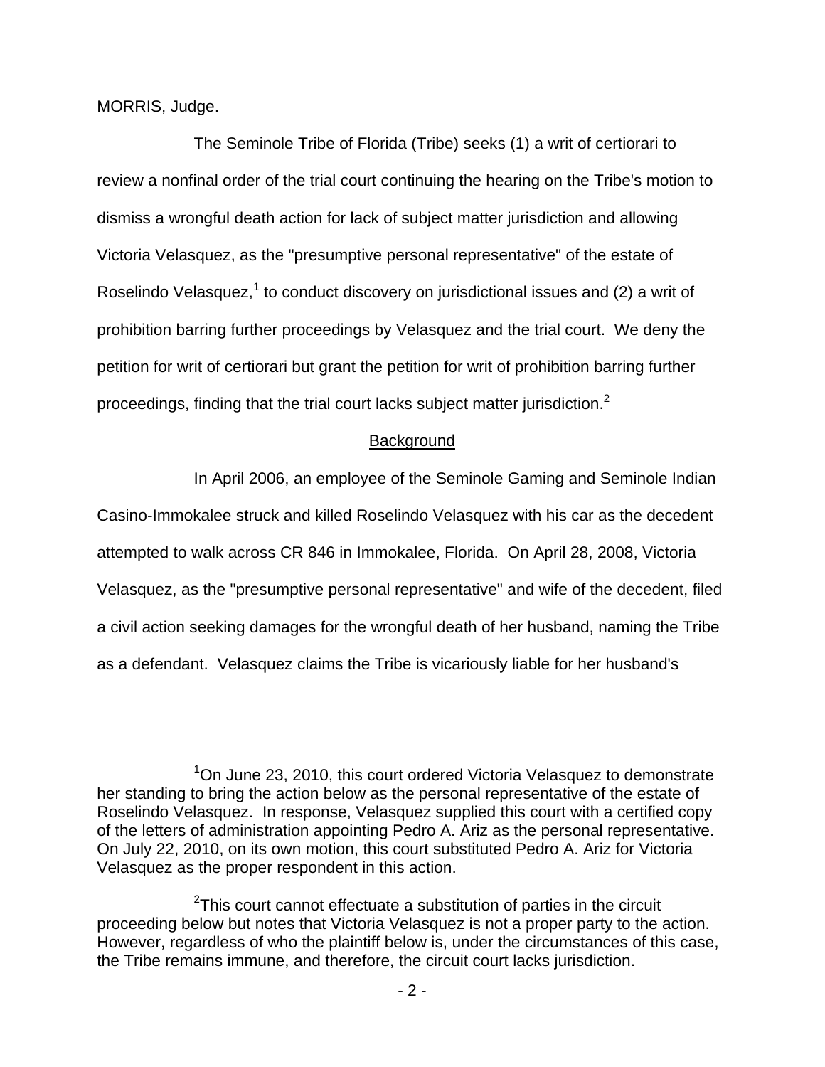MORRIS, Judge.

The Seminole Tribe of Florida (Tribe) seeks (1) a writ of certiorari to review a nonfinal order of the trial court continuing the hearing on the Tribe's motion to dismiss a wrongful death action for lack of subject matter jurisdiction and allowing Victoria Velasquez, as the "presumptive personal representative" of the estate of Roselindo Velasquez,[1] to conduct discovery on jurisdictional issues and (2) a writ of prohibition barring further proceedings by Velasquez and the trial court. We deny the petition for writ of certiorari but grant the petition for writ of prohibition barring further proceedings, finding that the trial court lacks subject matter jurisdiction.[2]

## Background

In April 2006, an employee of the Seminole Gaming and Seminole Indian Casino-Immokalee struck and killed Roselindo Velasquez with his car as the decedent attempted to walk across CR 846 in Immokalee, Florida. On April 28, 2008, Victoria Velasquez, as the "presumptive personal representative" and wife of the decedent, filed a civil action seeking damages for the wrongful death of her husband, naming the Tribe as a defendant. Velasquez claims the Tribe is vicariously liable for her husband's

[1] On June 23, 2010, this court ordered Victoria Velasquez to demonstrate her standing to bring the action below as the personal representative of the estate of Roselindo Velasquez. In response, Velasquez supplied this court with a certified copy of the letters of administration appointing Pedro A. Ariz as the personal representative. On July 22, 2010, on its own motion, this court substituted Pedro A. Ariz for Victoria Velasquez as the proper respondent in this action.

[2] This court cannot effectuate a substitution of parties in the circuit proceeding below but notes that Victoria Velasquez is not a proper party to the action. However, regardless of who the plaintiff below is, under the circumstances of this case, the Tribe remains immune, and therefore, the circuit court lacks jurisdiction.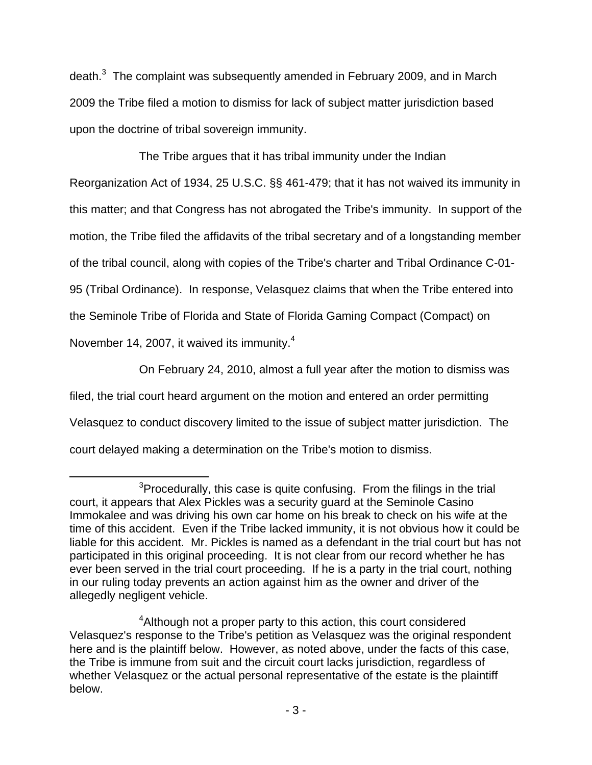death.[3] The complaint was subsequently amended in February 2009, and in March 2009 the Tribe filed a motion to dismiss for lack of subject matter jurisdiction based upon the doctrine of tribal sovereign immunity.

The Tribe argues that it has tribal immunity under the Indian Reorganization Act of 1934, 25 U.S.C. §§ 461-479; that it has not waived its immunity in this matter; and that Congress has not abrogated the Tribe's immunity. In support of the motion, the Tribe filed the affidavits of the tribal secretary and of a longstanding member of the tribal council, along with copies of the Tribe's charter and Tribal Ordinance C-01-95 (Tribal Ordinance). In response, Velasquez claims that when the Tribe entered into the Seminole Tribe of Florida and State of Florida Gaming Compact (Compact) on November 14, 2007, it waived its immunity.[4]

On February 24, 2010, almost a full year after the motion to dismiss was filed, the trial court heard argument on the motion and entered an order permitting Velasquez to conduct discovery limited to the issue of subject matter jurisdiction. The court delayed making a determination on the Tribe's motion to dismiss.

---

[3]Procedurally, this case is quite confusing. From the filings in the trial court, it appears that Alex Pickles was a security guard at the Seminole Casino Immokalee and was driving his own car home on his break to check on his wife at the time of this accident. Even if the Tribe lacked immunity, it is not obvious how it could be liable for this accident. Mr. Pickles is named as a defendant in the trial court but has not participated in this original proceeding. It is not clear from our record whether he has ever been served in the trial court proceeding. If he is a party in the trial court, nothing in our ruling today prevents an action against him as the owner and driver of the allegedly negligent vehicle.

[4]Although not a proper party to this action, this court considered Velasquez's response to the Tribe's petition as Velasquez was the original respondent here and is the plaintiff below. However, as noted above, under the facts of this case, the Tribe is immune from suit and the circuit court lacks jurisdiction, regardless of whether Velasquez or the actual personal representative of the estate is the plaintiff below.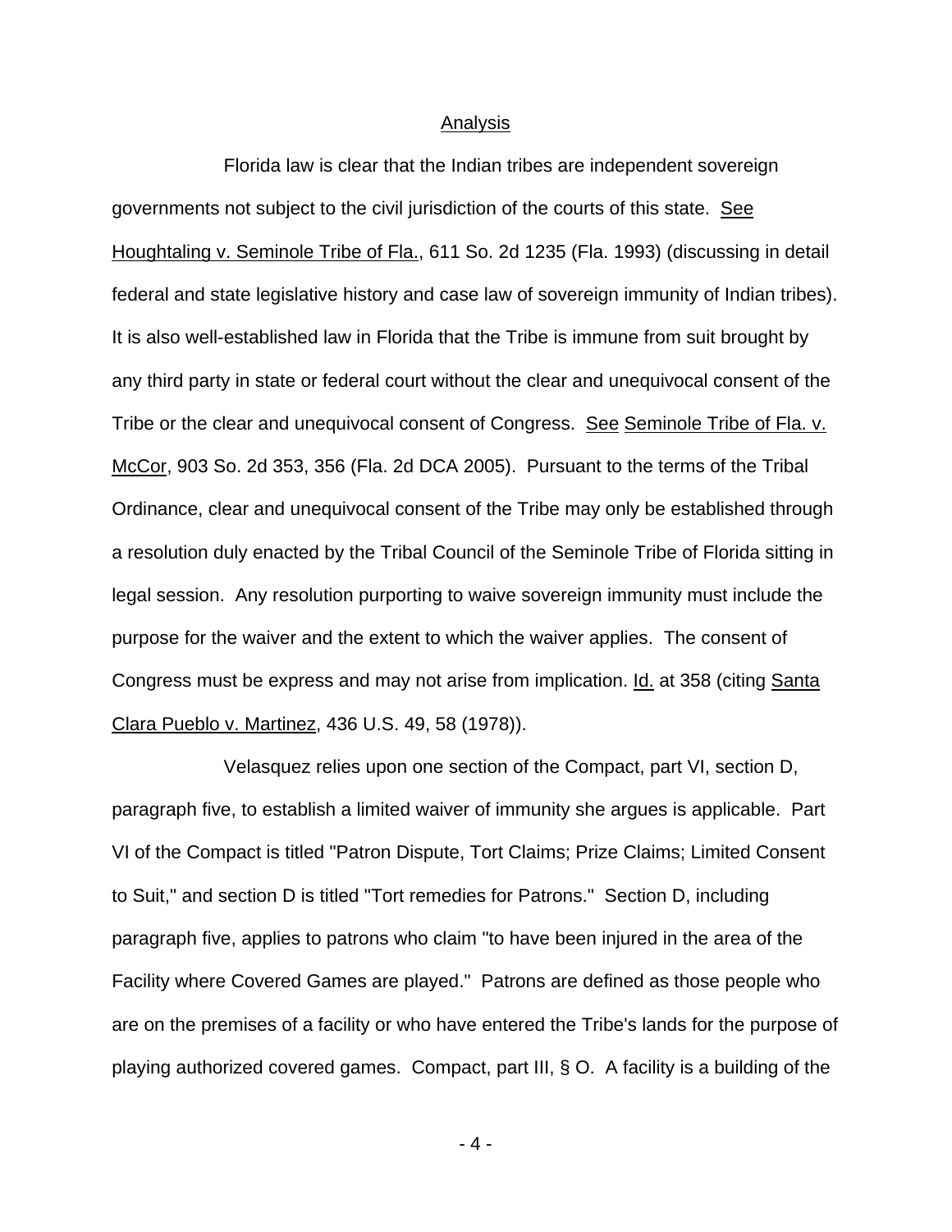## Analysis

Florida law is clear that the Indian tribes are independent sovereign governments not subject to the civil jurisdiction of the courts of this state. See Houghtaling v. Seminole Tribe of Fla., 611 So. 2d 1235 (Fla. 1993) (discussing in detail federal and state legislative history and case law of sovereign immunity of Indian tribes). It is also well-established law in Florida that the Tribe is immune from suit brought by any third party in state or federal court without the clear and unequivocal consent of the Tribe or the clear and unequivocal consent of Congress. See Seminole Tribe of Fla. v. McCor, 903 So. 2d 353, 356 (Fla. 2d DCA 2005). Pursuant to the terms of the Tribal Ordinance, clear and unequivocal consent of the Tribe may only be established through a resolution duly enacted by the Tribal Council of the Seminole Tribe of Florida sitting in legal session. Any resolution purporting to waive sovereign immunity must include the purpose for the waiver and the extent to which the waiver applies. The consent of Congress must be express and may not arise from implication. Id. at 358 (citing Santa Clara Pueblo v. Martinez, 436 U.S. 49, 58 (1978)).

Velasquez relies upon one section of the Compact, part VI, section D, paragraph five, to establish a limited waiver of immunity she argues is applicable. Part VI of the Compact is titled "Patron Dispute, Tort Claims; Prize Claims; Limited Consent to Suit," and section D is titled "Tort remedies for Patrons." Section D, including paragraph five, applies to patrons who claim "to have been injured in the area of the Facility where Covered Games are played." Patrons are defined as those people who are on the premises of a facility or who have entered the Tribe's lands for the purpose of playing authorized covered games. Compact, part III, § O. A facility is a building of the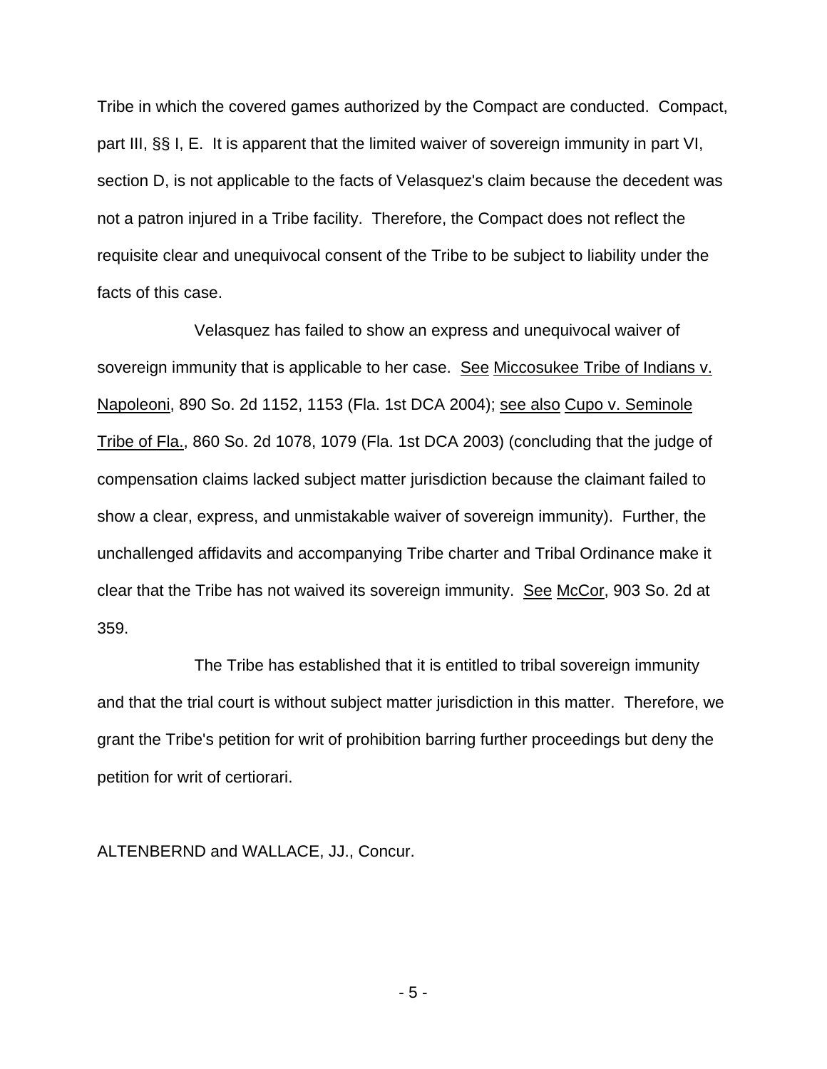Tribe in which the covered games authorized by the Compact are conducted. Compact, part III, §§ I, E. It is apparent that the limited waiver of sovereign immunity in part VI, section D, is not applicable to the facts of Velasquez's claim because the decedent was not a patron injured in a Tribe facility. Therefore, the Compact does not reflect the requisite clear and unequivocal consent of the Tribe to be subject to liability under the facts of this case.

Velasquez has failed to show an express and unequivocal waiver of sovereign immunity that is applicable to her case. See Miccosukee Tribe of Indians v. Napoleoni, 890 So. 2d 1152, 1153 (Fla. 1st DCA 2004); see also Cupo v. Seminole Tribe of Fla., 860 So. 2d 1078, 1079 (Fla. 1st DCA 2003) (concluding that the judge of compensation claims lacked subject matter jurisdiction because the claimant failed to show a clear, express, and unmistakable waiver of sovereign immunity). Further, the unchallenged affidavits and accompanying Tribe charter and Tribal Ordinance make it clear that the Tribe has not waived its sovereign immunity. See McCor, 903 So. 2d at 359.

The Tribe has established that it is entitled to tribal sovereign immunity and that the trial court is without subject matter jurisdiction in this matter. Therefore, we grant the Tribe's petition for writ of prohibition barring further proceedings but deny the petition for writ of certiorari.

ALTENBERND and WALLACE, JJ., Concur.